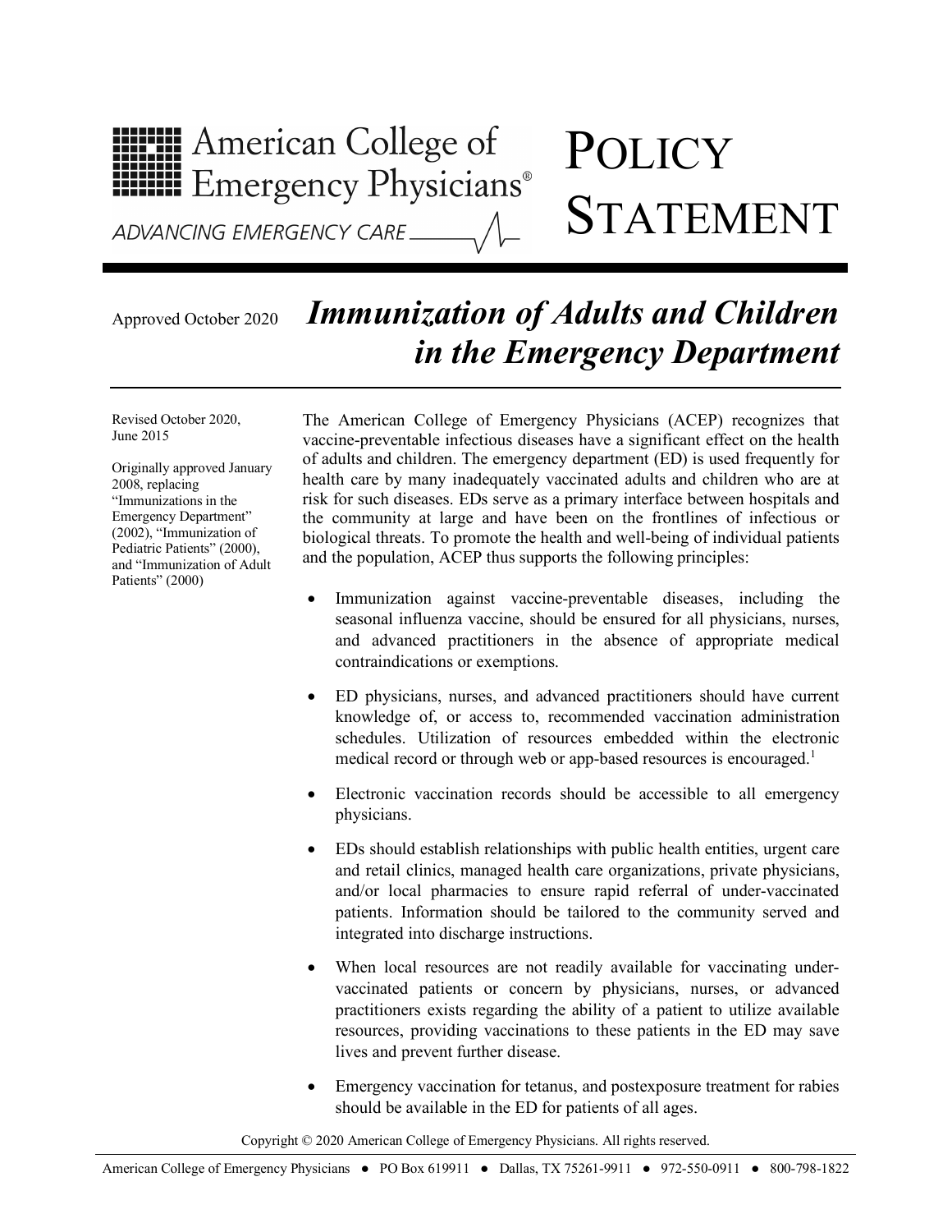American College of Emergency Physicians®

ADVANCING EMERGENCY CARE

# POLICY STATEMENT

Approved October 2020

# *Immunization of Adults and Children in the Emergency Department*

Revised October 2020, June 2015

Originally approved January 2008, replacing "Immunizations in the Emergency Department" (2002), "Immunization of Pediatric Patients" (2000), and "Immunization of Adult Patients" (2000)

The American College of Emergency Physicians (ACEP) recognizes that vaccine-preventable infectious diseases have a significant effect on the health of adults and children. The emergency department (ED) is used frequently for health care by many inadequately vaccinated adults and children who are at risk for such diseases. EDs serve as a primary interface between hospitals and the community at large and have been on the frontlines of infectious or biological threats. To promote the health and well-being of individual patients and the population, ACEP thus supports the following principles:

- Immunization against vaccine-preventable diseases, including the seasonal influenza vaccine, should be ensured for all physicians, nurses, and advanced practitioners in the absence of appropriate medical contraindications or exemptions.
- ED physicians, nurses, and advanced practitioners should have current knowledge of, or access to, recommended vaccination administration schedules. Utilization of resources embedded within the electronic medical record or through web or app-based resources is encouraged.[1]
- Electronic vaccination records should be accessible to all emergency physicians.
- EDs should establish relationships with public health entities, urgent care and retail clinics, managed health care organizations, private physicians, and/or local pharmacies to ensure rapid referral of under-vaccinated patients. Information should be tailored to the community served and integrated into discharge instructions.
- When local resources are not readily available for vaccinating under-vaccinated patients or concern by physicians, nurses, or advanced practitioners exists regarding the ability of a patient to utilize available resources, providing vaccinations to these patients in the ED may save lives and prevent further disease.
- Emergency vaccination for tetanus, and postexposure treatment for rabies should be available in the ED for patients of all ages.

Copyright © 2020 American College of Emergency Physicians. All rights reserved.

American College of Emergency Physicians ● PO Box 619911 ● Dallas, TX 75261-9911 ● 972-550-0911 ● 800-798-1822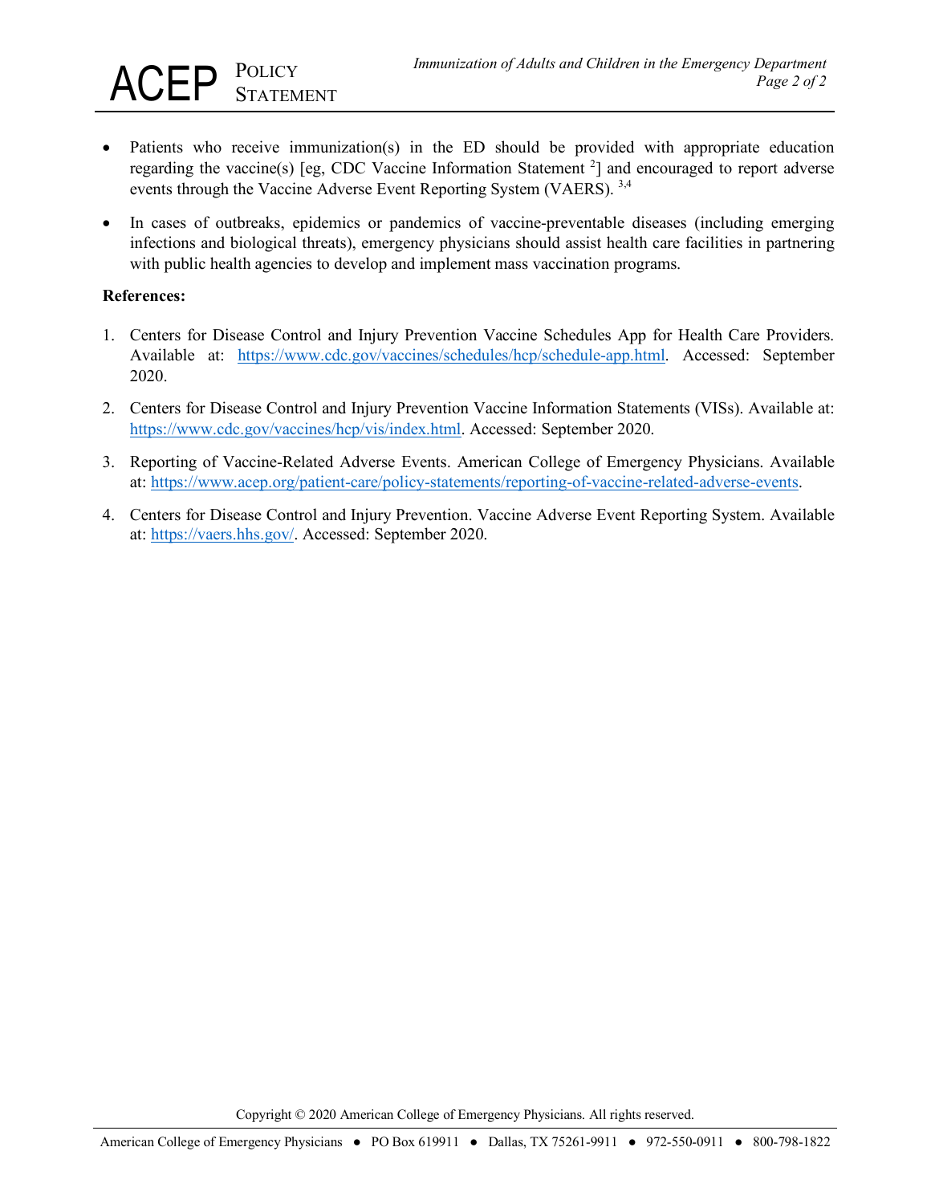- Patients who receive immunization(s) in the ED should be provided with appropriate education regarding the vaccine(s) [eg, CDC Vaccine Information Statement [2]] and encouraged to report adverse events through the Vaccine Adverse Event Reporting System (VAERS). [3,4]
- In cases of outbreaks, epidemics or pandemics of vaccine-preventable diseases (including emerging infections and biological threats), emergency physicians should assist health care facilities in partnering with public health agencies to develop and implement mass vaccination programs.

**References:**

1. Centers for Disease Control and Injury Prevention Vaccine Schedules App for Health Care Providers. Available at: https://www.cdc.gov/vaccines/schedules/hcp/schedule-app.html. Accessed: September 2020.
2. Centers for Disease Control and Injury Prevention Vaccine Information Statements (VISs). Available at: https://www.cdc.gov/vaccines/hcp/vis/index.html. Accessed: September 2020.
3. Reporting of Vaccine-Related Adverse Events. American College of Emergency Physicians. Available at: https://www.acep.org/patient-care/policy-statements/reporting-of-vaccine-related-adverse-events.
4. Centers for Disease Control and Injury Prevention. Vaccine Adverse Event Reporting System. Available at: https://vaers.hhs.gov/. Accessed: September 2020.

Copyright © 2020 American College of Emergency Physicians. All rights reserved.